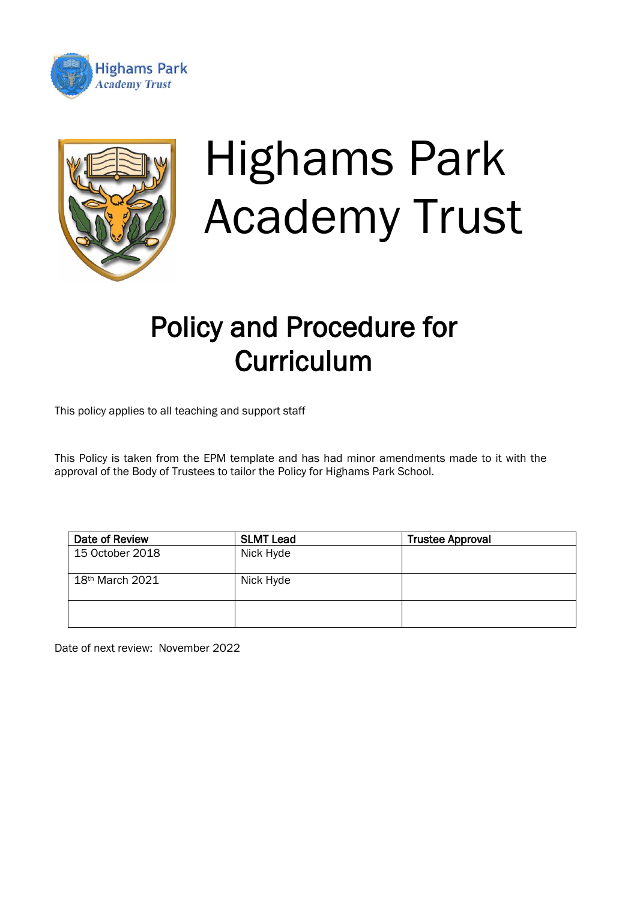Highams Park
Academy Trust

# Highams Park Academy Trust

## Policy and Procedure for Curriculum

This policy applies to all teaching and support staff

This Policy is taken from the EPM template and has had minor amendments made to it with the approval of the Body of Trustees to tailor the Policy for Highams Park School.

| Date of Review | SLMT Lead | Trustee Approval |
|---|---|---|
| 15 October 2018 | Nick Hyde | |
| 18th March 2021 | Nick Hyde | |
| | | |

Date of next review: November 2022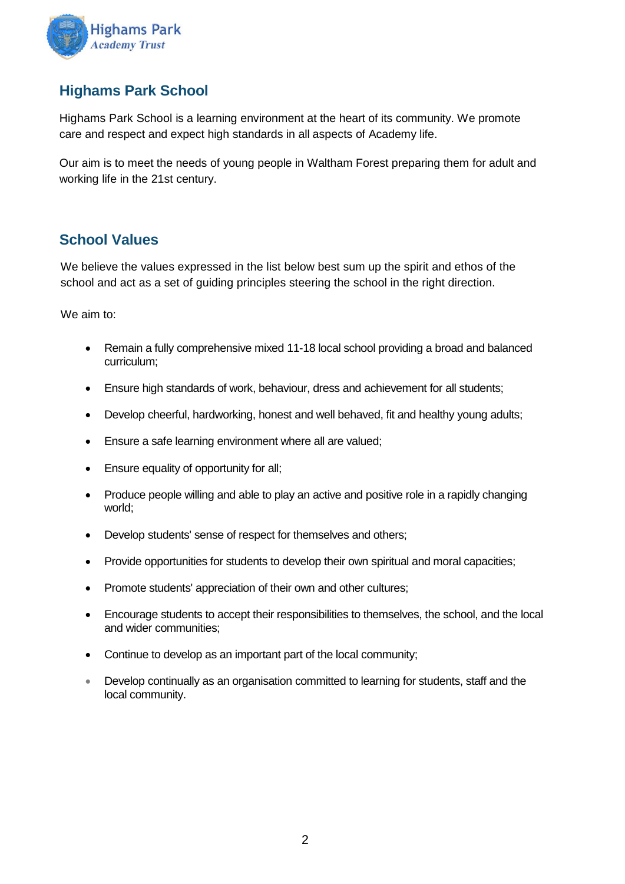## Highams Park School

Highams Park School is a learning environment at the heart of its community. We promote care and respect and expect high standards in all aspects of Academy life.

Our aim is to meet the needs of young people in Waltham Forest preparing them for adult and working life in the 21st century.

## School Values

We believe the values expressed in the list below best sum up the spirit and ethos of the school and act as a set of guiding principles steering the school in the right direction.

We aim to:

- Remain a fully comprehensive mixed 11-18 local school providing a broad and balanced curriculum;
- Ensure high standards of work, behaviour, dress and achievement for all students;
- Develop cheerful, hardworking, honest and well behaved, fit and healthy young adults;
- Ensure a safe learning environment where all are valued;
- Ensure equality of opportunity for all;
- Produce people willing and able to play an active and positive role in a rapidly changing world;
- Develop students' sense of respect for themselves and others;
- Provide opportunities for students to develop their own spiritual and moral capacities;
- Promote students' appreciation of their own and other cultures;
- Encourage students to accept their responsibilities to themselves, the school, and the local and wider communities;
- Continue to develop as an important part of the local community;
- Develop continually as an organisation committed to learning for students, staff and the local community.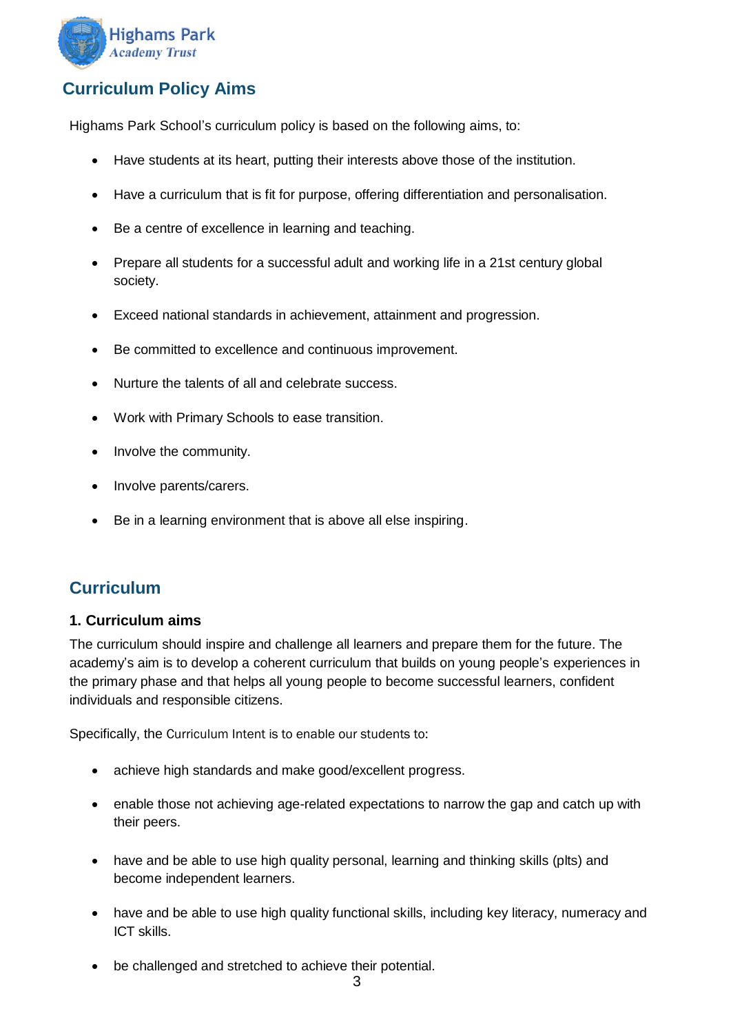## Curriculum Policy Aims

Highams Park School's curriculum policy is based on the following aims, to:

- Have students at its heart, putting their interests above those of the institution.
- Have a curriculum that is fit for purpose, offering differentiation and personalisation.
- Be a centre of excellence in learning and teaching.
- Prepare all students for a successful adult and working life in a 21st century global society.
- Exceed national standards in achievement, attainment and progression.
- Be committed to excellence and continuous improvement.
- Nurture the talents of all and celebrate success.
- Work with Primary Schools to ease transition.
- Involve the community.
- Involve parents/carers.
- Be in a learning environment that is above all else inspiring.

## Curriculum

### 1. Curriculum aims

The curriculum should inspire and challenge all learners and prepare them for the future. The academy's aim is to develop a coherent curriculum that builds on young people's experiences in the primary phase and that helps all young people to become successful learners, confident individuals and responsible citizens.

Specifically, the Curriculum Intent is to enable our students to:

- achieve high standards and make good/excellent progress.
- enable those not achieving age-related expectations to narrow the gap and catch up with their peers.
- have and be able to use high quality personal, learning and thinking skills (plts) and become independent learners.
- have and be able to use high quality functional skills, including key literacy, numeracy and ICT skills.
- be challenged and stretched to achieve their potential.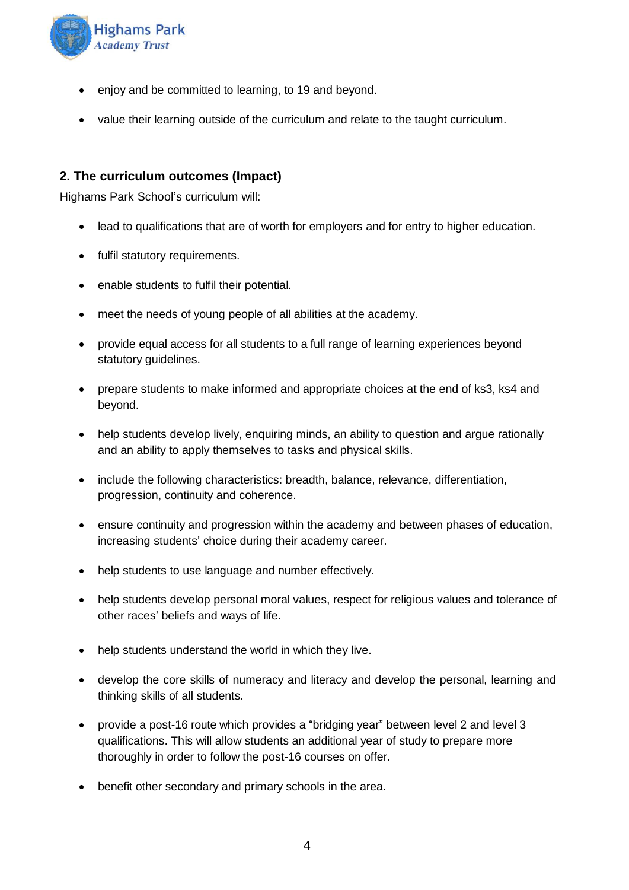- enjoy and be committed to learning, to 19 and beyond.
- value their learning outside of the curriculum and relate to the taught curriculum.

## 2. The curriculum outcomes (Impact)

Highams Park School's curriculum will:

- lead to qualifications that are of worth for employers and for entry to higher education.
- fulfil statutory requirements.
- enable students to fulfil their potential.
- meet the needs of young people of all abilities at the academy.
- provide equal access for all students to a full range of learning experiences beyond statutory guidelines.
- prepare students to make informed and appropriate choices at the end of ks3, ks4 and beyond.
- help students develop lively, enquiring minds, an ability to question and argue rationally and an ability to apply themselves to tasks and physical skills.
- include the following characteristics: breadth, balance, relevance, differentiation, progression, continuity and coherence.
- ensure continuity and progression within the academy and between phases of education, increasing students' choice during their academy career.
- help students to use language and number effectively.
- help students develop personal moral values, respect for religious values and tolerance of other races' beliefs and ways of life.
- help students understand the world in which they live.
- develop the core skills of numeracy and literacy and develop the personal, learning and thinking skills of all students.
- provide a post-16 route which provides a "bridging year" between level 2 and level 3 qualifications. This will allow students an additional year of study to prepare more thoroughly in order to follow the post-16 courses on offer.
- benefit other secondary and primary schools in the area.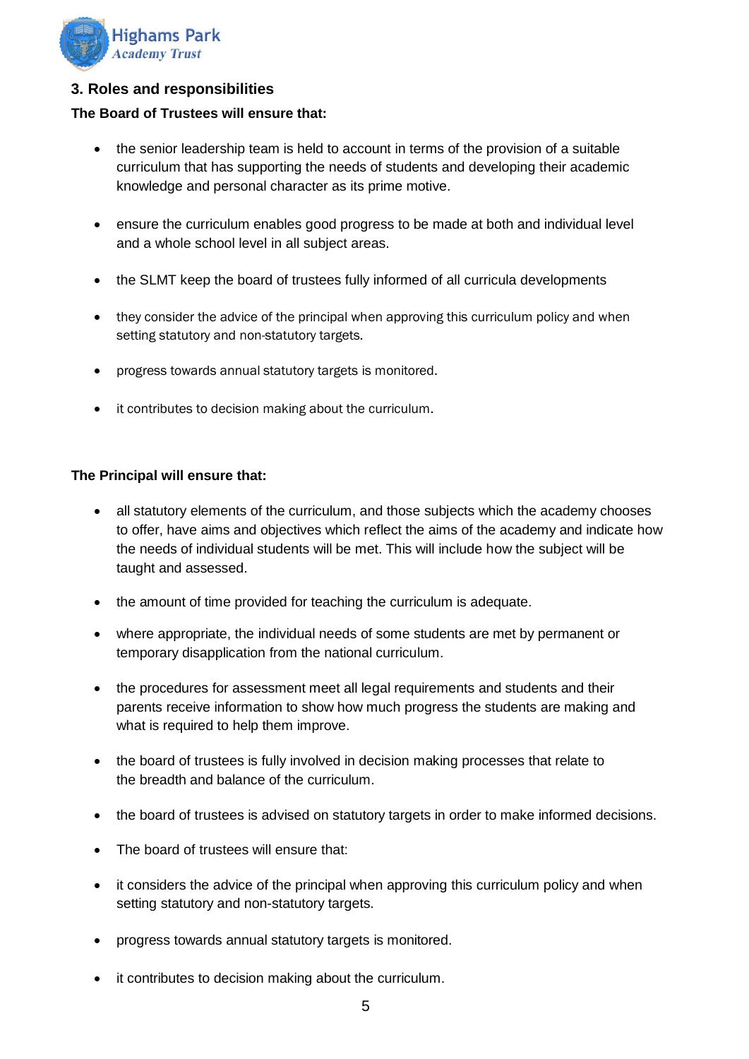## 3. Roles and responsibilities

**The Board of Trustees will ensure that:**

- the senior leadership team is held to account in terms of the provision of a suitable curriculum that has supporting the needs of students and developing their academic knowledge and personal character as its prime motive.
- ensure the curriculum enables good progress to be made at both and individual level and a whole school level in all subject areas.
- the SLMT keep the board of trustees fully informed of all curricula developments
- they consider the advice of the principal when approving this curriculum policy and when setting statutory and non-statutory targets.
- progress towards annual statutory targets is monitored.
- it contributes to decision making about the curriculum.

**The Principal will ensure that:**

- all statutory elements of the curriculum, and those subjects which the academy chooses to offer, have aims and objectives which reflect the aims of the academy and indicate how the needs of individual students will be met. This will include how the subject will be taught and assessed.
- the amount of time provided for teaching the curriculum is adequate.
- where appropriate, the individual needs of some students are met by permanent or temporary disapplication from the national curriculum.
- the procedures for assessment meet all legal requirements and students and their parents receive information to show how much progress the students are making and what is required to help them improve.
- the board of trustees is fully involved in decision making processes that relate to the breadth and balance of the curriculum.
- the board of trustees is advised on statutory targets in order to make informed decisions.
- The board of trustees will ensure that:
- it considers the advice of the principal when approving this curriculum policy and when setting statutory and non-statutory targets.
- progress towards annual statutory targets is monitored.
- it contributes to decision making about the curriculum.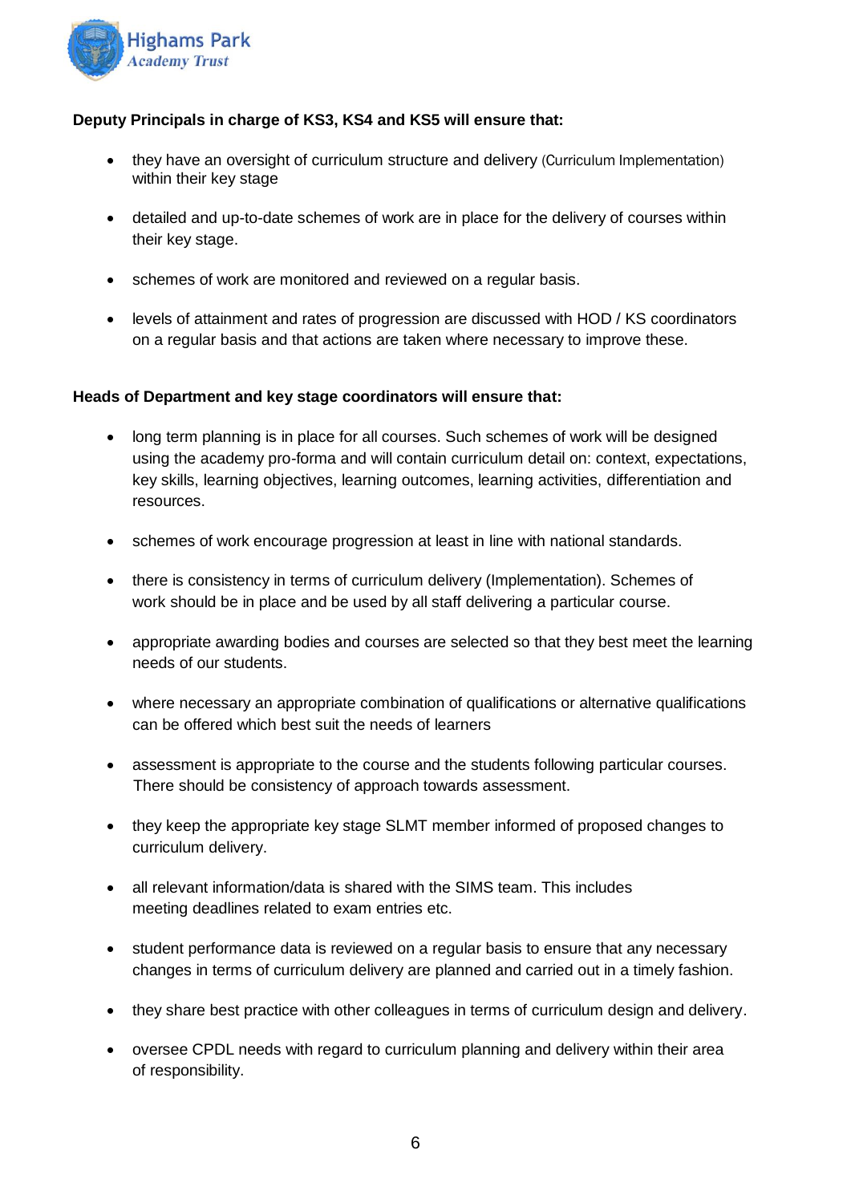**Deputy Principals in charge of KS3, KS4 and KS5 will ensure that:**

- they have an oversight of curriculum structure and delivery (Curriculum Implementation) within their key stage
- detailed and up-to-date schemes of work are in place for the delivery of courses within their key stage.
- schemes of work are monitored and reviewed on a regular basis.
- levels of attainment and rates of progression are discussed with HOD / KS coordinators on a regular basis and that actions are taken where necessary to improve these.

**Heads of Department and key stage coordinators will ensure that:**

- long term planning is in place for all courses. Such schemes of work will be designed using the academy pro-forma and will contain curriculum detail on: context, expectations, key skills, learning objectives, learning outcomes, learning activities, differentiation and resources.
- schemes of work encourage progression at least in line with national standards.
- there is consistency in terms of curriculum delivery (Implementation). Schemes of work should be in place and be used by all staff delivering a particular course.
- appropriate awarding bodies and courses are selected so that they best meet the learning needs of our students.
- where necessary an appropriate combination of qualifications or alternative qualifications can be offered which best suit the needs of learners
- assessment is appropriate to the course and the students following particular courses. There should be consistency of approach towards assessment.
- they keep the appropriate key stage SLMT member informed of proposed changes to curriculum delivery.
- all relevant information/data is shared with the SIMS team. This includes meeting deadlines related to exam entries etc.
- student performance data is reviewed on a regular basis to ensure that any necessary changes in terms of curriculum delivery are planned and carried out in a timely fashion.
- they share best practice with other colleagues in terms of curriculum design and delivery.
- oversee CPDL needs with regard to curriculum planning and delivery within their area of responsibility.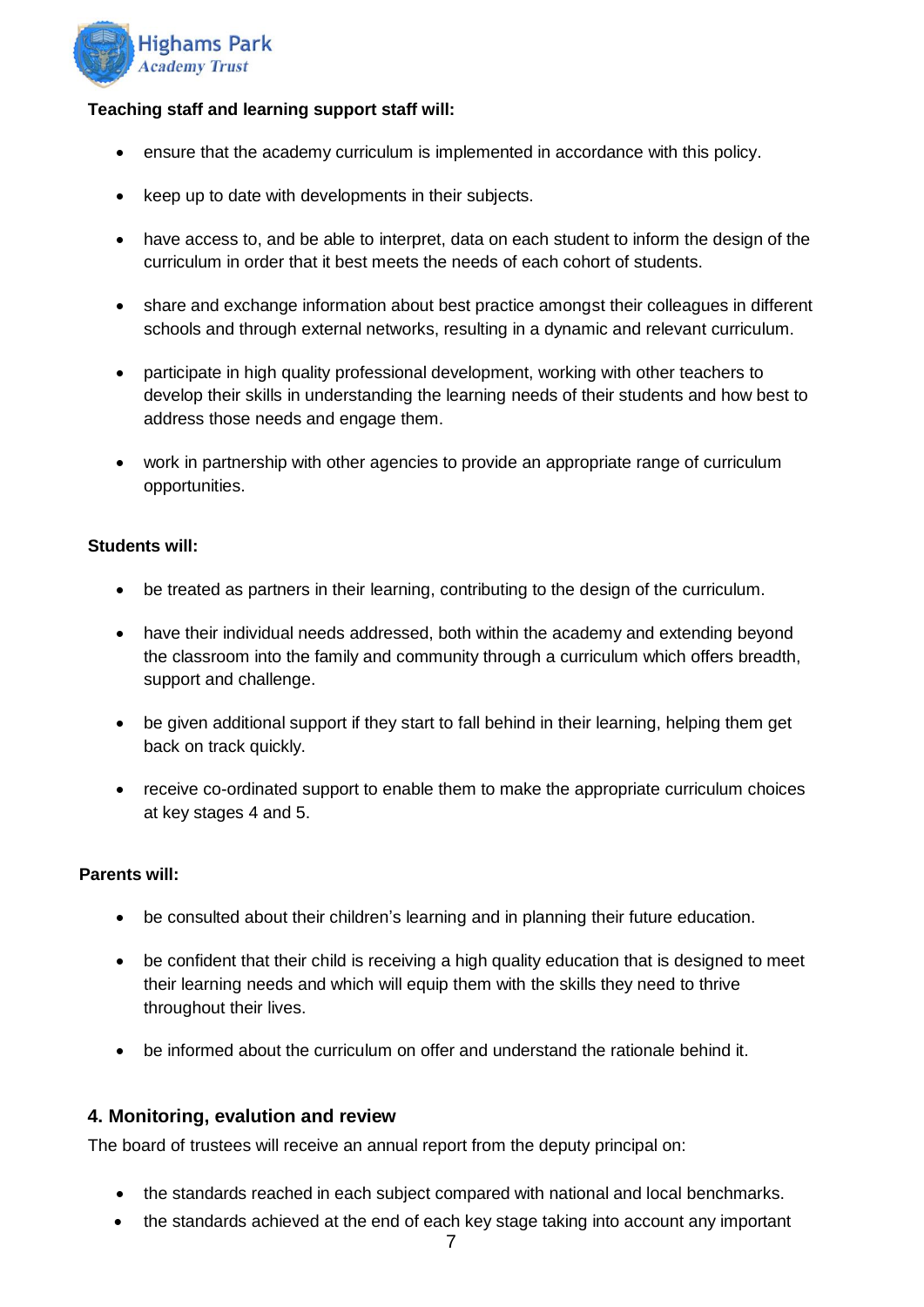**Teaching staff and learning support staff will:**

- ensure that the academy curriculum is implemented in accordance with this policy.
- keep up to date with developments in their subjects.
- have access to, and be able to interpret, data on each student to inform the design of the curriculum in order that it best meets the needs of each cohort of students.
- share and exchange information about best practice amongst their colleagues in different schools and through external networks, resulting in a dynamic and relevant curriculum.
- participate in high quality professional development, working with other teachers to develop their skills in understanding the learning needs of their students and how best to address those needs and engage them.
- work in partnership with other agencies to provide an appropriate range of curriculum opportunities.

**Students will:**

- be treated as partners in their learning, contributing to the design of the curriculum.
- have their individual needs addressed, both within the academy and extending beyond the classroom into the family and community through a curriculum which offers breadth, support and challenge.
- be given additional support if they start to fall behind in their learning, helping them get back on track quickly.
- receive co-ordinated support to enable them to make the appropriate curriculum choices at key stages 4 and 5.

**Parents will:**

- be consulted about their children's learning and in planning their future education.
- be confident that their child is receiving a high quality education that is designed to meet their learning needs and which will equip them with the skills they need to thrive throughout their lives.
- be informed about the curriculum on offer and understand the rationale behind it.

## 4. Monitoring, evalution and review

The board of trustees will receive an annual report from the deputy principal on:

- the standards reached in each subject compared with national and local benchmarks.
- the standards achieved at the end of each key stage taking into account any important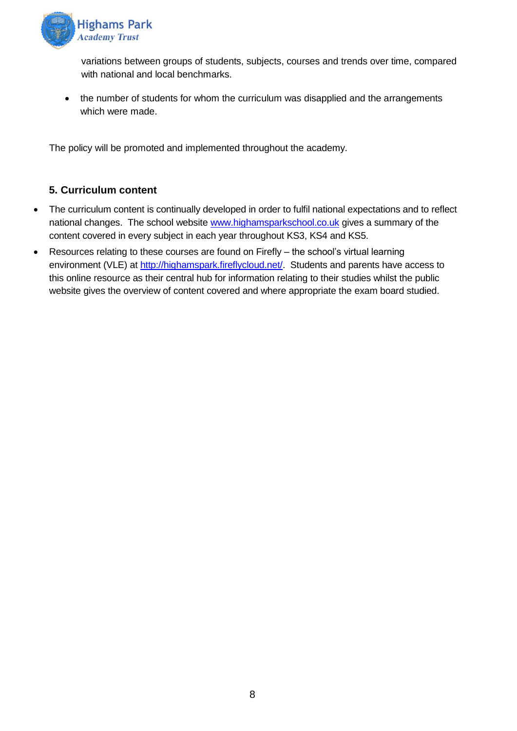variations between groups of students, subjects, courses and trends over time, compared with national and local benchmarks.

- the number of students for whom the curriculum was disapplied and the arrangements which were made.

The policy will be promoted and implemented throughout the academy.

### 5. Curriculum content

- The curriculum content is continually developed in order to fulfil national expectations and to reflect national changes. The school website [www.highamsparkschool.co.uk](http://www.highamsparkschool.co.uk) gives a summary of the content covered in every subject in each year throughout KS3, KS4 and KS5.
- Resources relating to these courses are found on Firefly – the school's virtual learning environment (VLE) at [http://highamspark.fireflycloud.net/](http://highamspark.fireflycloud.net/). Students and parents have access to this online resource as their central hub for information relating to their studies whilst the public website gives the overview of content covered and where appropriate the exam board studied.